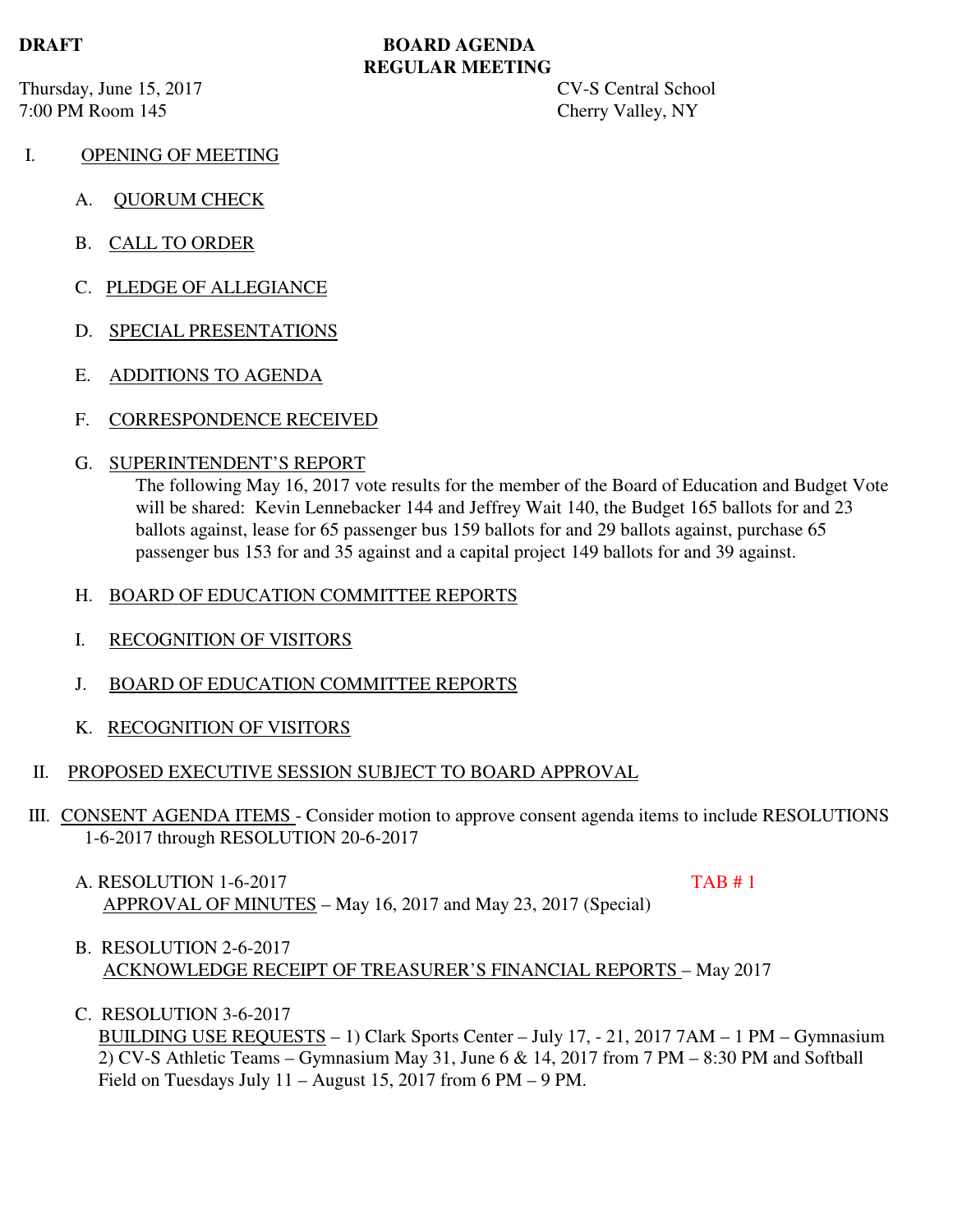**DRAFT**

**BOARD AGENDA**
**REGULAR MEETING**

Thursday, June 15, 2017
7:00 PM Room 145

CV-S Central School
Cherry Valley, NY

I. OPENING OF MEETING

A. QUORUM CHECK

B. CALL TO ORDER

C. PLEDGE OF ALLEGIANCE

D. SPECIAL PRESENTATIONS

E. ADDITIONS TO AGENDA

F. CORRESPONDENCE RECEIVED

G. SUPERINTENDENT'S REPORT

The following May 16, 2017 vote results for the member of the Board of Education and Budget Vote will be shared: Kevin Lennebacker 144 and Jeffrey Wait 140, the Budget 165 ballots for and 23 ballots against, lease for 65 passenger bus 159 ballots for and 29 ballots against, purchase 65 passenger bus 153 for and 35 against and a capital project 149 ballots for and 39 against.

H. BOARD OF EDUCATION COMMITTEE REPORTS

I. RECOGNITION OF VISITORS

J. BOARD OF EDUCATION COMMITTEE REPORTS

K. RECOGNITION OF VISITORS

II. PROPOSED EXECUTIVE SESSION SUBJECT TO BOARD APPROVAL

III. CONSENT AGENDA ITEMS - Consider motion to approve consent agenda items to include RESOLUTIONS 1-6-2017 through RESOLUTION 20-6-2017

A. RESOLUTION 1-6-2017 TAB # 1
APPROVAL OF MINUTES – May 16, 2017 and May 23, 2017 (Special)

B. RESOLUTION 2-6-2017
ACKNOWLEDGE RECEIPT OF TREASURER'S FINANCIAL REPORTS – May 2017

C. RESOLUTION 3-6-2017
BUILDING USE REQUESTS – 1) Clark Sports Center – July 17, - 21, 2017 7AM – 1 PM – Gymnasium 2) CV-S Athletic Teams – Gymnasium May 31, June 6 & 14, 2017 from 7 PM – 8:30 PM and Softball Field on Tuesdays July 11 – August 15, 2017 from 6 PM – 9 PM.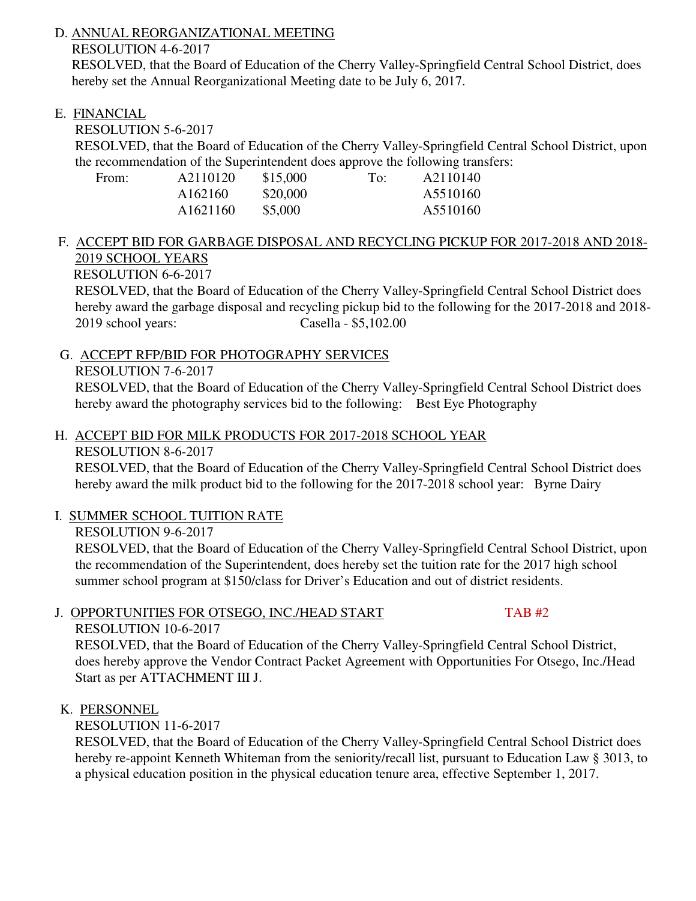D. <u>ANNUAL REORGANIZATIONAL MEETING</u>

RESOLUTION 4-6-2017

RESOLVED, that the Board of Education of the Cherry Valley-Springfield Central School District, does hereby set the Annual Reorganizational Meeting date to be July 6, 2017.

E. <u>FINANCIAL</u>

RESOLUTION 5-6-2017

RESOLVED, that the Board of Education of the Cherry Valley-Springfield Central School District, upon the recommendation of the Superintendent does approve the following transfers:

| From: | | | To: | |
|---|---|---|---|---|
| | A2110120 | $15,000 | | A2110140 |
| | A162160 | $20,000 | | A5510160 |
| | A1621160 | $5,000 | | A5510160 |

F. <u>ACCEPT BID FOR GARBAGE DISPOSAL AND RECYCLING PICKUP FOR 2017-2018 AND 2018-2019 SCHOOL YEARS</u>

RESOLUTION 6-6-2017

RESOLVED, that the Board of Education of the Cherry Valley-Springfield Central School District does hereby award the garbage disposal and recycling pickup bid to the following for the 2017-2018 and 2018-2019 school years: Casella - $5,102.00

G. <u>ACCEPT RFP/BID FOR PHOTOGRAPHY SERVICES</u>

RESOLUTION 7-6-2017

RESOLVED, that the Board of Education of the Cherry Valley-Springfield Central School District does hereby award the photography services bid to the following: Best Eye Photography

H. <u>ACCEPT BID FOR MILK PRODUCTS FOR 2017-2018 SCHOOL YEAR</u>

RESOLUTION 8-6-2017

RESOLVED, that the Board of Education of the Cherry Valley-Springfield Central School District does hereby award the milk product bid to the following for the 2017-2018 school year: Byrne Dairy

I. <u>SUMMER SCHOOL TUITION RATE</u>

RESOLUTION 9-6-2017

RESOLVED, that the Board of Education of the Cherry Valley-Springfield Central School District, upon the recommendation of the Superintendent, does hereby set the tuition rate for the 2017 high school summer school program at $150/class for Driver's Education and out of district residents.

J. <u>OPPORTUNITIES FOR OTSEGO, INC./HEAD START</u> TAB #2

RESOLUTION 10-6-2017

RESOLVED, that the Board of Education of the Cherry Valley-Springfield Central School District, does hereby approve the Vendor Contract Packet Agreement with Opportunities For Otsego, Inc./Head Start as per ATTACHMENT III J.

K. <u>PERSONNEL</u>

RESOLUTION 11-6-2017

RESOLVED, that the Board of Education of the Cherry Valley-Springfield Central School District does hereby re-appoint Kenneth Whiteman from the seniority/recall list, pursuant to Education Law § 3013, to a physical education position in the physical education tenure area, effective September 1, 2017.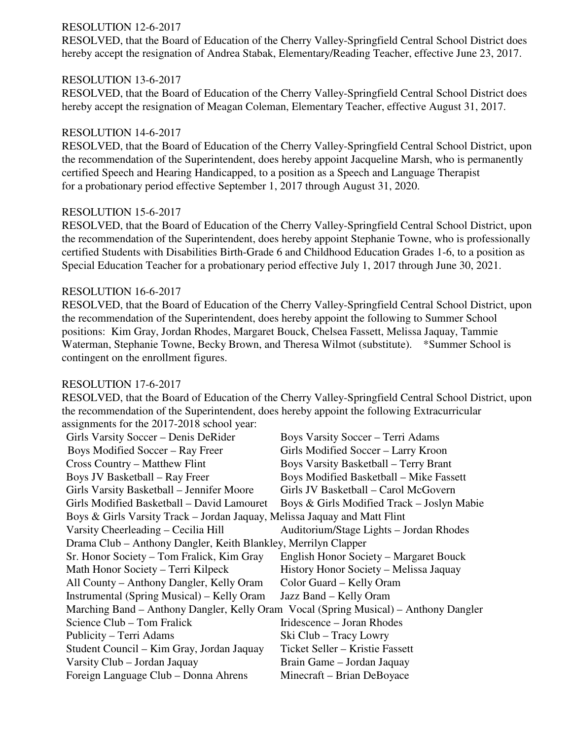RESOLUTION 12-6-2017

RESOLVED, that the Board of Education of the Cherry Valley-Springfield Central School District does hereby accept the resignation of Andrea Stabak, Elementary/Reading Teacher, effective June 23, 2017.

RESOLUTION 13-6-2017

RESOLVED, that the Board of Education of the Cherry Valley-Springfield Central School District does hereby accept the resignation of Meagan Coleman, Elementary Teacher, effective August 31, 2017.

RESOLUTION 14-6-2017

RESOLVED, that the Board of Education of the Cherry Valley-Springfield Central School District, upon the recommendation of the Superintendent, does hereby appoint Jacqueline Marsh, who is permanently certified Speech and Hearing Handicapped, to a position as a Speech and Language Therapist for a probationary period effective September 1, 2017 through August 31, 2020.

RESOLUTION 15-6-2017

RESOLVED, that the Board of Education of the Cherry Valley-Springfield Central School District, upon the recommendation of the Superintendent, does hereby appoint Stephanie Towne, who is professionally certified Students with Disabilities Birth-Grade 6 and Childhood Education Grades 1-6, to a position as Special Education Teacher for a probationary period effective July 1, 2017 through June 30, 2021.

RESOLUTION 16-6-2017

RESOLVED, that the Board of Education of the Cherry Valley-Springfield Central School District, upon the recommendation of the Superintendent, does hereby appoint the following to Summer School positions: Kim Gray, Jordan Rhodes, Margaret Bouck, Chelsea Fassett, Melissa Jaquay, Tammie Waterman, Stephanie Towne, Becky Brown, and Theresa Wilmot (substitute). *Summer School is contingent on the enrollment figures.

RESOLUTION 17-6-2017

RESOLVED, that the Board of Education of the Cherry Valley-Springfield Central School District, upon the recommendation of the Superintendent, does hereby appoint the following Extracurricular assignments for the 2017-2018 school year:

- Girls Varsity Soccer – Denis DeRider
- Boys Varsity Soccer – Terri Adams
- Boys Modified Soccer – Ray Freer
- Girls Modified Soccer – Larry Kroon
- Cross Country – Matthew Flint
- Boys Varsity Basketball – Terry Brant
- Boys JV Basketball – Ray Freer
- Boys Modified Basketball – Mike Fassett
- Girls Varsity Basketball – Jennifer Moore
- Girls JV Basketball – Carol McGovern
- Girls Modified Basketball – David Lamouret
- Boys & Girls Modified Track – Joslyn Mabie
- Boys & Girls Varsity Track – Jordan Jaquay, Melissa Jaquay and Matt Flint
- Varsity Cheerleading – Cecilia Hill
- Auditorium/Stage Lights – Jordan Rhodes
- Drama Club – Anthony Dangler, Keith Blankley, Merrilyn Clapper
- Sr. Honor Society – Tom Fralick, Kim Gray
- English Honor Society – Margaret Bouck
- Math Honor Society – Terri Kilpeck
- History Honor Society – Melissa Jaquay
- All County – Anthony Dangler, Kelly Oram
- Color Guard – Kelly Oram
- Instrumental (Spring Musical) – Kelly Oram
- Jazz Band – Kelly Oram
- Marching Band – Anthony Dangler, Kelly Oram
- Vocal (Spring Musical) – Anthony Dangler
- Science Club – Tom Fralick
- Iridescence – Joran Rhodes
- Publicity – Terri Adams
- Ski Club – Tracy Lowry
- Student Council – Kim Gray, Jordan Jaquay
- Ticket Seller – Kristie Fassett
- Varsity Club – Jordan Jaquay
- Brain Game – Jordan Jaquay
- Foreign Language Club – Donna Ahrens
- Minecraft – Brian DeBoyace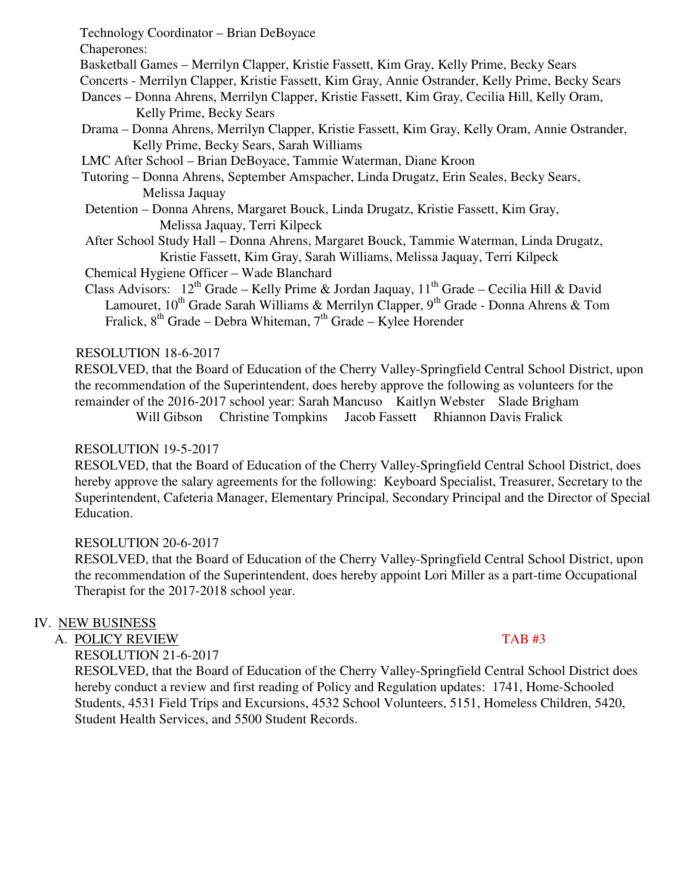Technology Coordinator – Brian DeBoyace

Chaperones:

Basketball Games – Merrilyn Clapper, Kristie Fassett, Kim Gray, Kelly Prime, Becky Sears

Concerts - Merrilyn Clapper, Kristie Fassett, Kim Gray, Annie Ostrander, Kelly Prime, Becky Sears

Dances – Donna Ahrens, Merrilyn Clapper, Kristie Fassett, Kim Gray, Cecilia Hill, Kelly Oram, Kelly Prime, Becky Sears

Drama – Donna Ahrens, Merrilyn Clapper, Kristie Fassett, Kim Gray, Kelly Oram, Annie Ostrander, Kelly Prime, Becky Sears, Sarah Williams

LMC After School – Brian DeBoyace, Tammie Waterman, Diane Kroon

Tutoring – Donna Ahrens, September Amspacher, Linda Drugatz, Erin Seales, Becky Sears, Melissa Jaquay

Detention – Donna Ahrens, Margaret Bouck, Linda Drugatz, Kristie Fassett, Kim Gray, Melissa Jaquay, Terri Kilpeck

After School Study Hall – Donna Ahrens, Margaret Bouck, Tammie Waterman, Linda Drugatz, Kristie Fassett, Kim Gray, Sarah Williams, Melissa Jaquay, Terri Kilpeck

Chemical Hygiene Officer – Wade Blanchard

Class Advisors: 12th Grade – Kelly Prime & Jordan Jaquay, 11th Grade – Cecilia Hill & David Lamouret, 10th Grade Sarah Williams & Merrilyn Clapper, 9th Grade - Donna Ahrens & Tom Fralick, 8th Grade – Debra Whiteman, 7th Grade – Kylee Horender

RESOLUTION 18-6-2017

RESOLVED, that the Board of Education of the Cherry Valley-Springfield Central School District, upon the recommendation of the Superintendent, does hereby approve the following as volunteers for the remainder of the 2016-2017 school year: Sarah Mancuso Kaitlyn Webster Slade Brigham Will Gibson Christine Tompkins Jacob Fassett Rhiannon Davis Fralick

RESOLUTION 19-5-2017

RESOLVED, that the Board of Education of the Cherry Valley-Springfield Central School District, does hereby approve the salary agreements for the following: Keyboard Specialist, Treasurer, Secretary to the Superintendent, Cafeteria Manager, Elementary Principal, Secondary Principal and the Director of Special Education.

RESOLUTION 20-6-2017

RESOLVED, that the Board of Education of the Cherry Valley-Springfield Central School District, upon the recommendation of the Superintendent, does hereby appoint Lori Miller as a part-time Occupational Therapist for the 2017-2018 school year.

IV. NEW BUSINESS

A. POLICY REVIEW TAB #3

RESOLUTION 21-6-2017

RESOLVED, that the Board of Education of the Cherry Valley-Springfield Central School District does hereby conduct a review and first reading of Policy and Regulation updates: 1741, Home-Schooled Students, 4531 Field Trips and Excursions, 4532 School Volunteers, 5151, Homeless Children, 5420, Student Health Services, and 5500 Student Records.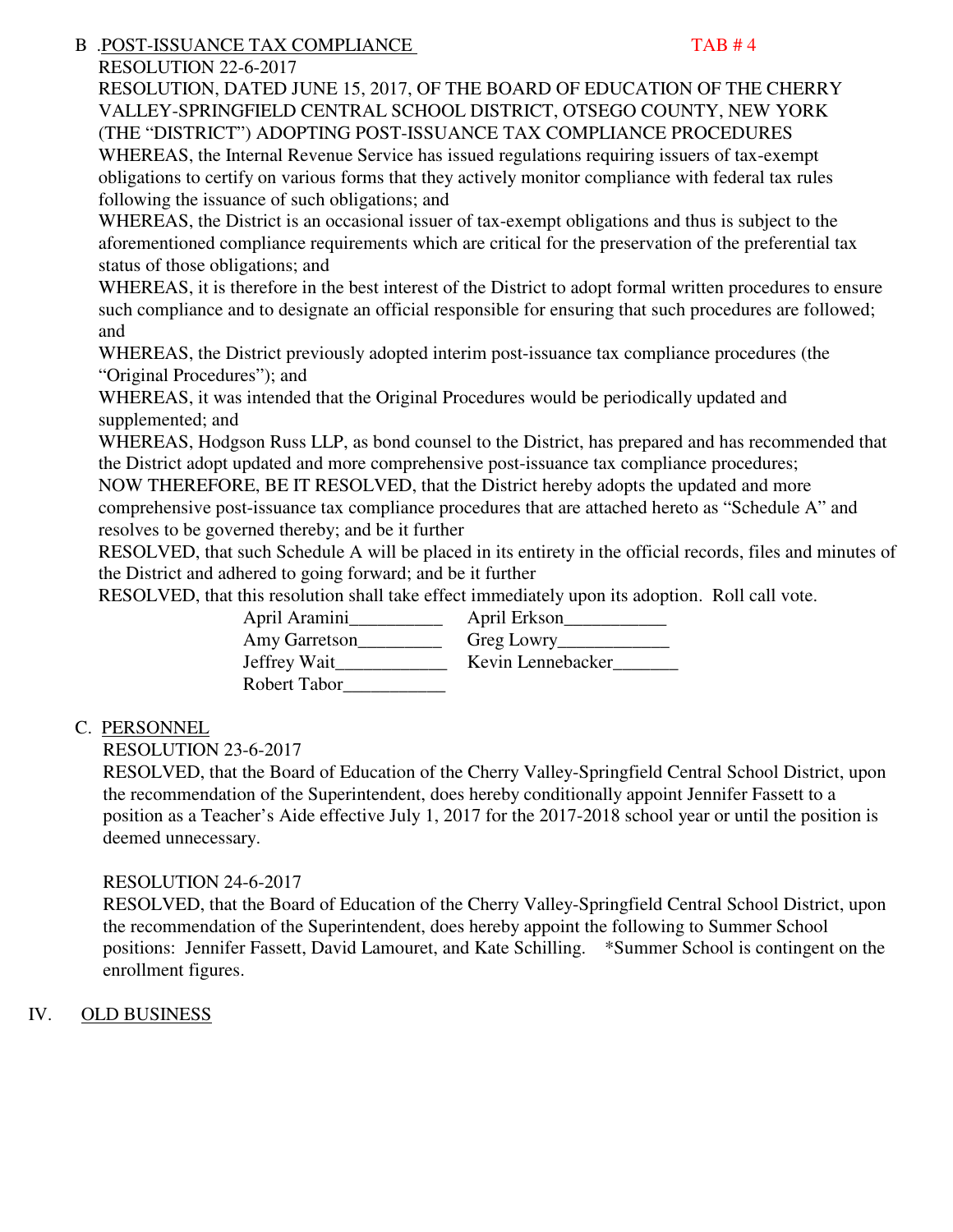B .<u>POST-ISSUANCE TAX COMPLIANCE</u> TAB # 4

RESOLUTION 22-6-2017

RESOLUTION, DATED JUNE 15, 2017, OF THE BOARD OF EDUCATION OF THE CHERRY VALLEY-SPRINGFIELD CENTRAL SCHOOL DISTRICT, OTSEGO COUNTY, NEW YORK (THE "DISTRICT") ADOPTING POST-ISSUANCE TAX COMPLIANCE PROCEDURES

WHEREAS, the Internal Revenue Service has issued regulations requiring issuers of tax-exempt obligations to certify on various forms that they actively monitor compliance with federal tax rules following the issuance of such obligations; and

WHEREAS, the District is an occasional issuer of tax-exempt obligations and thus is subject to the aforementioned compliance requirements which are critical for the preservation of the preferential tax status of those obligations; and

WHEREAS, it is therefore in the best interest of the District to adopt formal written procedures to ensure such compliance and to designate an official responsible for ensuring that such procedures are followed; and

WHEREAS, the District previously adopted interim post-issuance tax compliance procedures (the "Original Procedures"); and

WHEREAS, it was intended that the Original Procedures would be periodically updated and supplemented; and

WHEREAS, Hodgson Russ LLP, as bond counsel to the District, has prepared and has recommended that the District adopt updated and more comprehensive post-issuance tax compliance procedures;

NOW THEREFORE, BE IT RESOLVED, that the District hereby adopts the updated and more comprehensive post-issuance tax compliance procedures that are attached hereto as "Schedule A" and resolves to be governed thereby; and be it further

RESOLVED, that such Schedule A will be placed in its entirety in the official records, files and minutes of the District and adhered to going forward; and be it further

RESOLVED, that this resolution shall take effect immediately upon its adoption. Roll call vote.

April Aramini__________ April Erkson___________
Amy Garretson_________ Greg Lowry____________
Jeffrey Wait____________ Kevin Lennebacker_______
Robert Tabor___________

C. <u>PERSONNEL</u>

RESOLUTION 23-6-2017

RESOLVED, that the Board of Education of the Cherry Valley-Springfield Central School District, upon the recommendation of the Superintendent, does hereby conditionally appoint Jennifer Fassett to a position as a Teacher's Aide effective July 1, 2017 for the 2017-2018 school year or until the position is deemed unnecessary.

RESOLUTION 24-6-2017

RESOLVED, that the Board of Education of the Cherry Valley-Springfield Central School District, upon the recommendation of the Superintendent, does hereby appoint the following to Summer School positions: Jennifer Fassett, David Lamouret, and Kate Schilling. *Summer School is contingent on the enrollment figures.

IV. <u>OLD BUSINESS</u>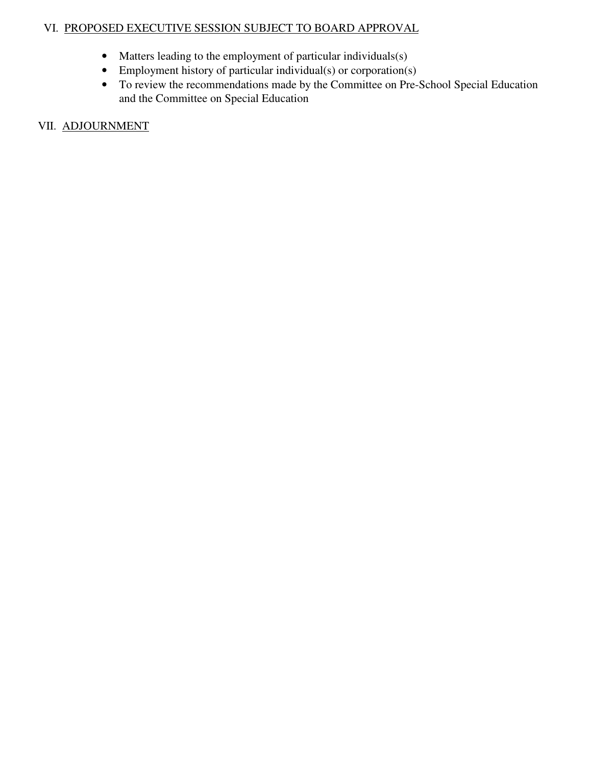## VI. PROPOSED EXECUTIVE SESSION SUBJECT TO BOARD APPROVAL

- Matters leading to the employment of particular individuals(s)
- Employment history of particular individual(s) or corporation(s)
- To review the recommendations made by the Committee on Pre-School Special Education and the Committee on Special Education

## VII. ADJOURNMENT